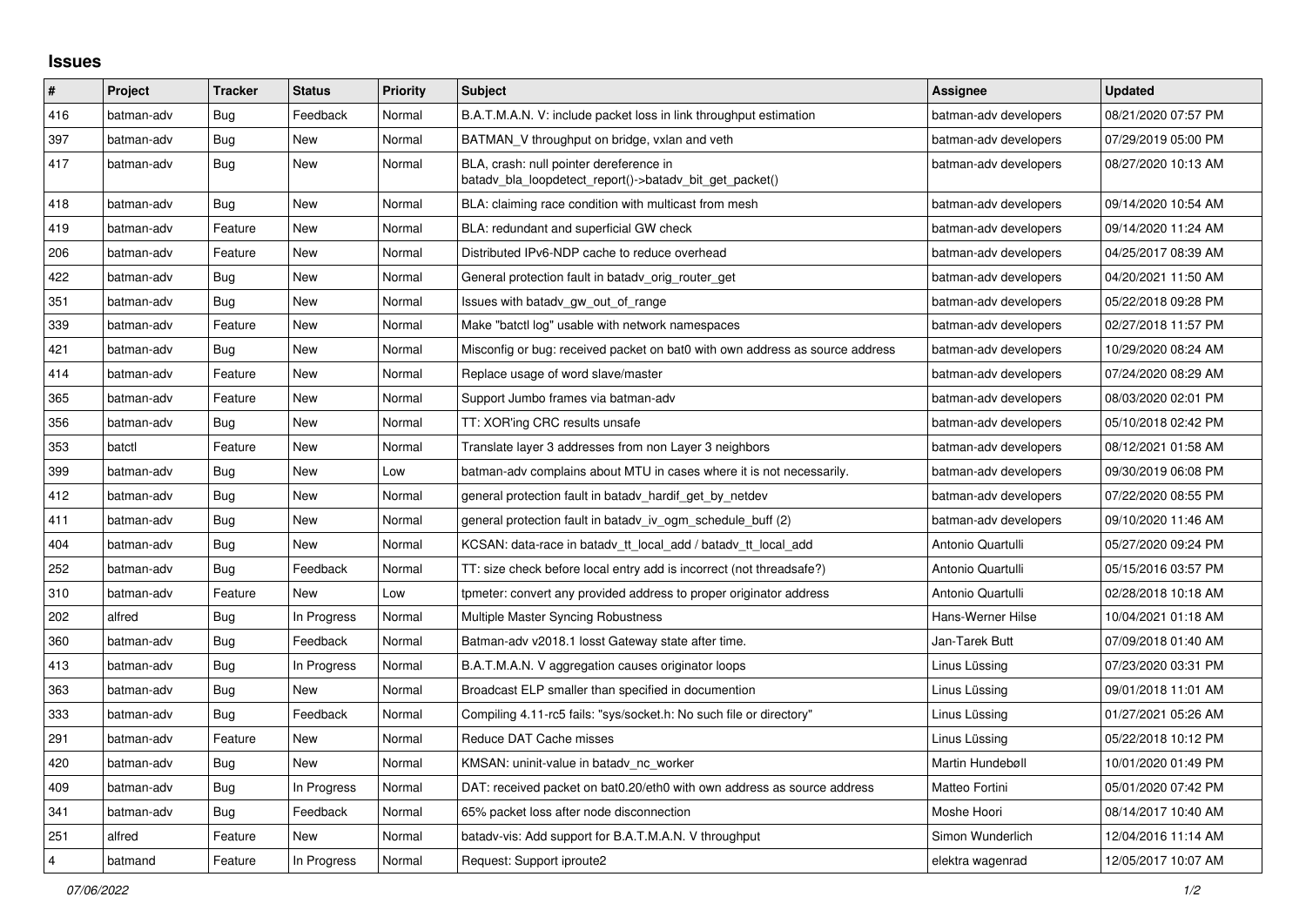## Issues

| # | Project | Tracker | Status | Priority | Subject | Assignee | Updated |
|---|---|---|---|---|---|---|---|
| 416 | batman-adv | Bug | Feedback | Normal | B.A.T.M.A.N. V: include packet loss in link throughput estimation | batman-adv developers | 08/21/2020 07:57 PM |
| 397 | batman-adv | Bug | New | Normal | BATMAN_V throughput on bridge, vxlan and veth | batman-adv developers | 07/29/2019 05:00 PM |
| 417 | batman-adv | Bug | New | Normal | BLA, crash: null pointer dereference in batadv_bla_loopdetect_report()->batadv_bit_get_packet() | batman-adv developers | 08/27/2020 10:13 AM |
| 418 | batman-adv | Bug | New | Normal | BLA: claiming race condition with multicast from mesh | batman-adv developers | 09/14/2020 10:54 AM |
| 419 | batman-adv | Feature | New | Normal | BLA: redundant and superficial GW check | batman-adv developers | 09/14/2020 11:24 AM |
| 206 | batman-adv | Feature | New | Normal | Distributed IPv6-NDP cache to reduce overhead | batman-adv developers | 04/25/2017 08:39 AM |
| 422 | batman-adv | Bug | New | Normal | General protection fault in batadv_orig_router_get | batman-adv developers | 04/20/2021 11:50 AM |
| 351 | batman-adv | Bug | New | Normal | Issues with batadv_gw_out_of_range | batman-adv developers | 05/22/2018 09:28 PM |
| 339 | batman-adv | Feature | New | Normal | Make "batctl log" usable with network namespaces | batman-adv developers | 02/27/2018 11:57 PM |
| 421 | batman-adv | Bug | New | Normal | Misconfig or bug: received packet on bat0 with own address as source address | batman-adv developers | 10/29/2020 08:24 AM |
| 414 | batman-adv | Feature | New | Normal | Replace usage of word slave/master | batman-adv developers | 07/24/2020 08:29 AM |
| 365 | batman-adv | Feature | New | Normal | Support Jumbo frames via batman-adv | batman-adv developers | 08/03/2020 02:01 PM |
| 356 | batman-adv | Bug | New | Normal | TT: XOR'ing CRC results unsafe | batman-adv developers | 05/10/2018 02:42 PM |
| 353 | batctl | Feature | New | Normal | Translate layer 3 addresses from non Layer 3 neighbors | batman-adv developers | 08/12/2021 01:58 AM |
| 399 | batman-adv | Bug | New | Low | batman-adv complains about MTU in cases where it is not necessarily. | batman-adv developers | 09/30/2019 06:08 PM |
| 412 | batman-adv | Bug | New | Normal | general protection fault in batadv_hardif_get_by_netdev | batman-adv developers | 07/22/2020 08:55 PM |
| 411 | batman-adv | Bug | New | Normal | general protection fault in batadv_iv_ogm_schedule_buff (2) | batman-adv developers | 09/10/2020 11:46 AM |
| 404 | batman-adv | Bug | New | Normal | KCSAN: data-race in batadv_tt_local_add / batadv_tt_local_add | Antonio Quartulli | 05/27/2020 09:24 PM |
| 252 | batman-adv | Bug | Feedback | Normal | TT: size check before local entry add is incorrect (not threadsafe?) | Antonio Quartulli | 05/15/2016 03:57 PM |
| 310 | batman-adv | Feature | New | Low | tpmeter: convert any provided address to proper originator address | Antonio Quartulli | 02/28/2018 10:18 AM |
| 202 | alfred | Bug | In Progress | Normal | Multiple Master Syncing Robustness | Hans-Werner Hilse | 10/04/2021 01:18 AM |
| 360 | batman-adv | Bug | Feedback | Normal | Batman-adv v2018.1 losst Gateway state after time. | Jan-Tarek Butt | 07/09/2018 01:40 AM |
| 413 | batman-adv | Bug | In Progress | Normal | B.A.T.M.A.N. V aggregation causes originator loops | Linus Lüssing | 07/23/2020 03:31 PM |
| 363 | batman-adv | Bug | New | Normal | Broadcast ELP smaller than specified in documention | Linus Lüssing | 09/01/2018 11:01 AM |
| 333 | batman-adv | Bug | Feedback | Normal | Compiling 4.11-rc5 fails: "sys/socket.h: No such file or directory" | Linus Lüssing | 01/27/2021 05:26 AM |
| 291 | batman-adv | Feature | New | Normal | Reduce DAT Cache misses | Linus Lüssing | 05/22/2018 10:12 PM |
| 420 | batman-adv | Bug | New | Normal | KMSAN: uninit-value in batadv_nc_worker | Martin Hundebøll | 10/01/2020 01:49 PM |
| 409 | batman-adv | Bug | In Progress | Normal | DAT: received packet on bat0.20/eth0 with own address as source address | Matteo Fortini | 05/01/2020 07:42 PM |
| 341 | batman-adv | Bug | Feedback | Normal | 65% packet loss after node disconnection | Moshe Hoori | 08/14/2017 10:40 AM |
| 251 | alfred | Feature | New | Normal | batadv-vis: Add support for B.A.T.M.A.N. V throughput | Simon Wunderlich | 12/04/2016 11:14 AM |
| 4 | batmand | Feature | In Progress | Normal | Request: Support iproute2 | elektra wagenrad | 12/05/2017 10:07 AM |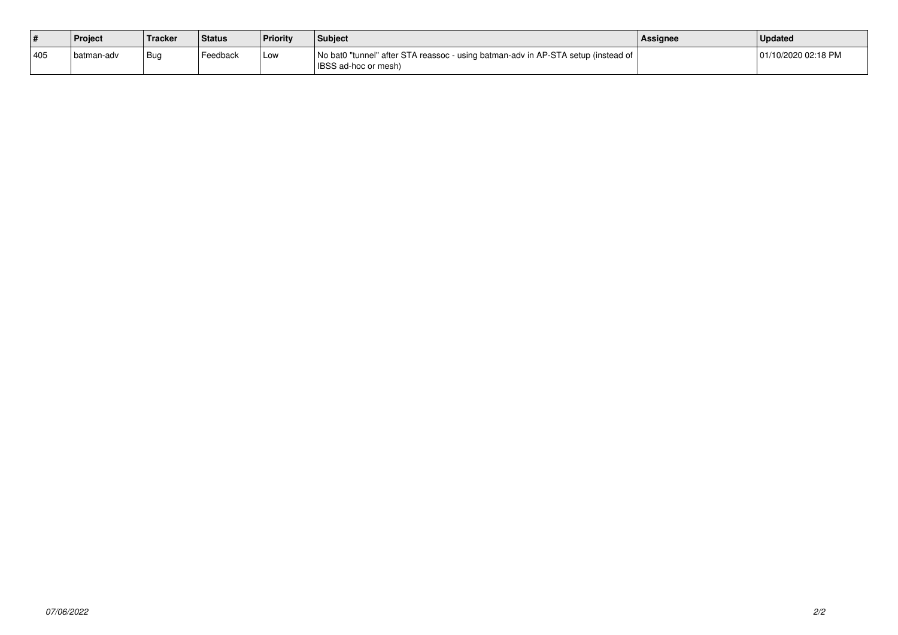| # | Project | Tracker | Status | Priority | Subject | Assignee | Updated |
| --- | --- | --- | --- | --- | --- | --- | --- |
| 405 | batman-adv | Bug | Feedback | Low | No bat0 "tunnel" after STA reassoc - using batman-adv in AP-STA setup (instead of IBSS ad-hoc or mesh) | | 01/10/2020 02:18 PM |